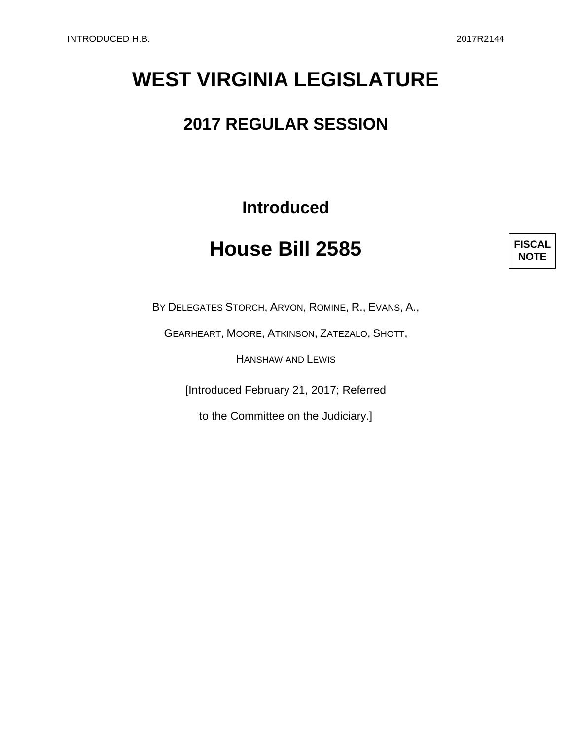# WEST VIRGINIA LEGISLATURE

## 2017 REGULAR SESSION

### Introduced

# House Bill 2585

**FISCAL NOTE**

BY DELEGATES STORCH, ARVON, ROMINE, R., EVANS, A., GEARHEART, MOORE, ATKINSON, ZATEZALO, SHOTT, HANSHAW AND LEWIS

[Introduced February 21, 2017; Referred to the Committee on the Judiciary.]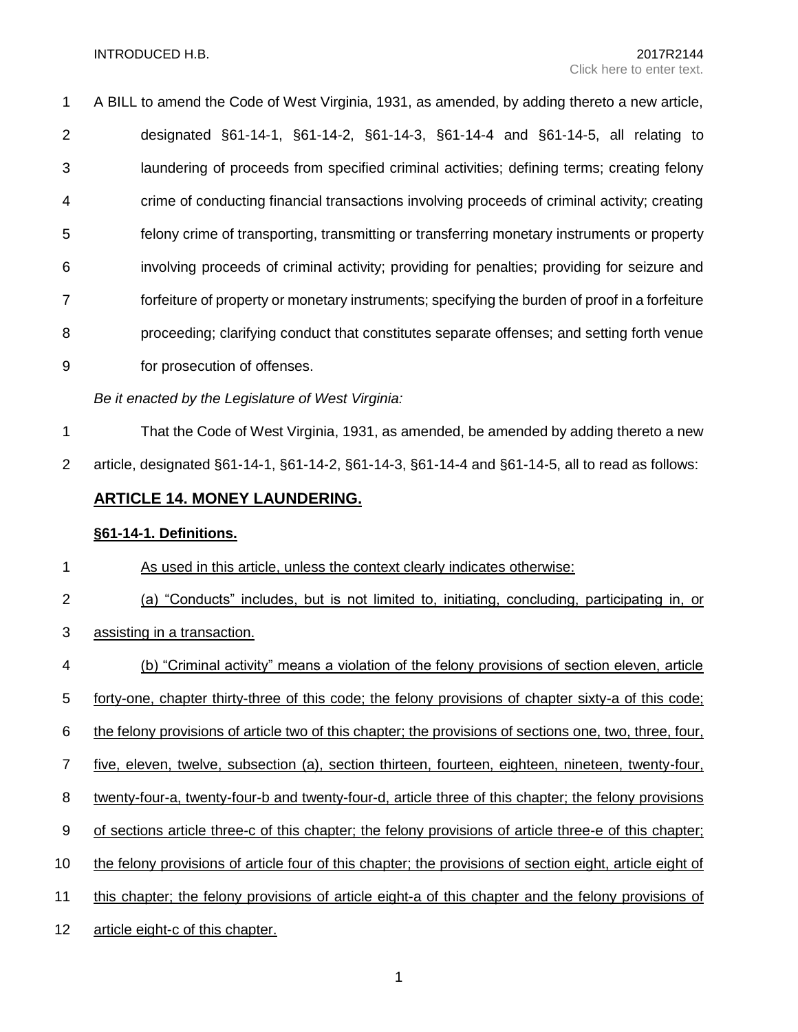A BILL to amend the Code of West Virginia, 1931, as amended, by adding thereto a new article, designated §61-14-1, §61-14-2, §61-14-3, §61-14-4 and §61-14-5, all relating to laundering of proceeds from specified criminal activities; defining terms; creating felony crime of conducting financial transactions involving proceeds of criminal activity; creating felony crime of transporting, transmitting or transferring monetary instruments or property involving proceeds of criminal activity; providing for penalties; providing for seizure and forfeiture of property or monetary instruments; specifying the burden of proof in a forfeiture proceeding; clarifying conduct that constitutes separate offenses; and setting forth venue for prosecution of offenses.

*Be it enacted by the Legislature of West Virginia:*

That the Code of West Virginia, 1931, as amended, be amended by adding thereto a new article, designated §61-14-1, §61-14-2, §61-14-3, §61-14-4 and §61-14-5, all to read as follows:

## ARTICLE 14. MONEY LAUNDERING.

### §61-14-1. Definitions.

As used in this article, unless the context clearly indicates otherwise:

(a) "Conducts" includes, but is not limited to, initiating, concluding, participating in, or assisting in a transaction.

(b) "Criminal activity" means a violation of the felony provisions of section eleven, article forty-one, chapter thirty-three of this code; the felony provisions of chapter sixty-a of this code; the felony provisions of article two of this chapter; the provisions of sections one, two, three, four, five, eleven, twelve, subsection (a), section thirteen, fourteen, eighteen, nineteen, twenty-four, twenty-four-a, twenty-four-b and twenty-four-d, article three of this chapter; the felony provisions of sections article three-c of this chapter; the felony provisions of article three-e of this chapter; the felony provisions of article four of this chapter; the provisions of section eight, article eight of this chapter; the felony provisions of article eight-a of this chapter and the felony provisions of article eight-c of this chapter.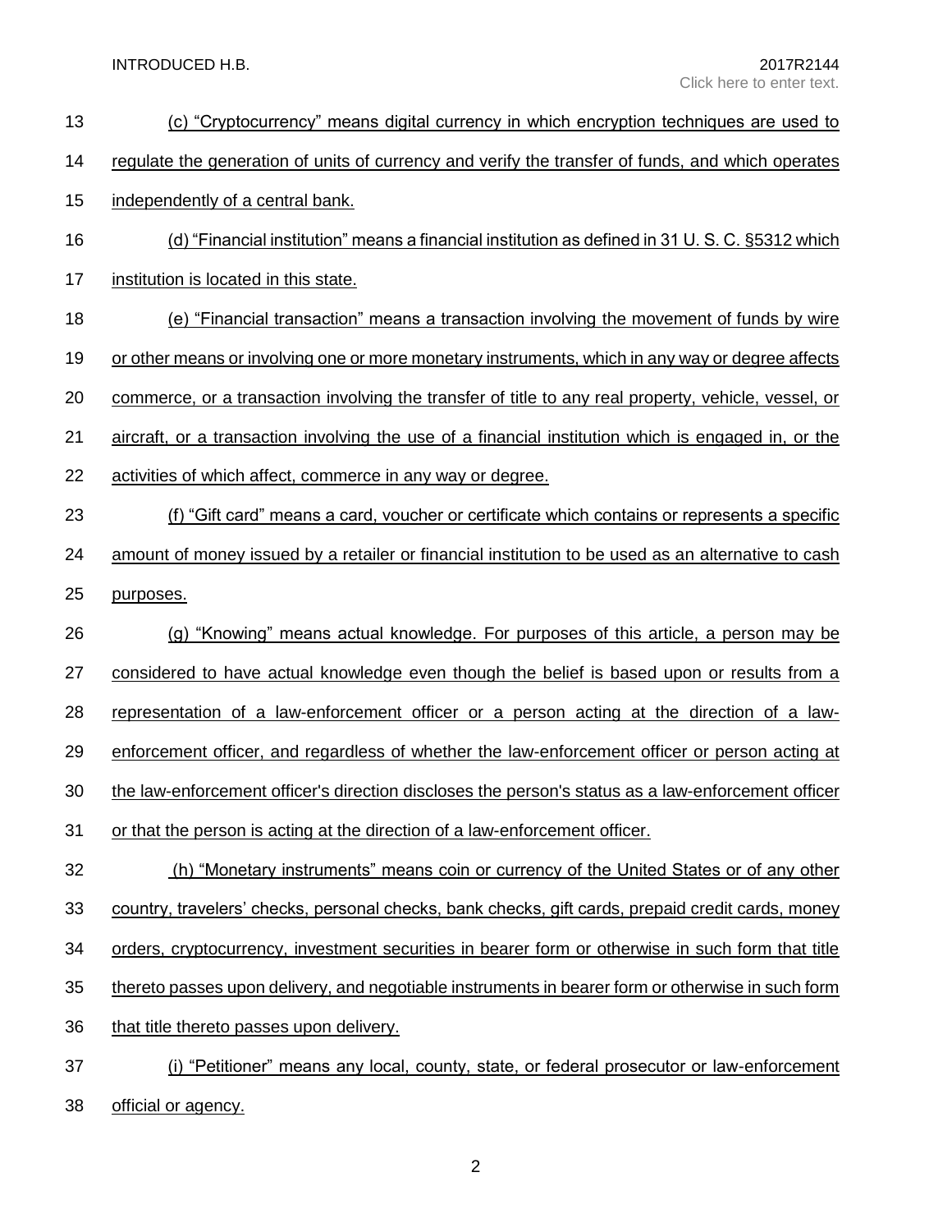(c) "Cryptocurrency" means digital currency in which encryption techniques are used to regulate the generation of units of currency and verify the transfer of funds, and which operates independently of a central bank.

(d) "Financial institution" means a financial institution as defined in 31 U. S. C. §5312 which institution is located in this state.

(e) "Financial transaction" means a transaction involving the movement of funds by wire or other means or involving one or more monetary instruments, which in any way or degree affects commerce, or a transaction involving the transfer of title to any real property, vehicle, vessel, or aircraft, or a transaction involving the use of a financial institution which is engaged in, or the activities of which affect, commerce in any way or degree.

(f) "Gift card" means a card, voucher or certificate which contains or represents a specific amount of money issued by a retailer or financial institution to be used as an alternative to cash purposes.

(g) "Knowing" means actual knowledge. For purposes of this article, a person may be considered to have actual knowledge even though the belief is based upon or results from a representation of a law-enforcement officer or a person acting at the direction of a law-enforcement officer, and regardless of whether the law-enforcement officer or person acting at the law-enforcement officer's direction discloses the person's status as a law-enforcement officer or that the person is acting at the direction of a law-enforcement officer.

(h) "Monetary instruments" means coin or currency of the United States or of any other country, travelers' checks, personal checks, bank checks, gift cards, prepaid credit cards, money orders, cryptocurrency, investment securities in bearer form or otherwise in such form that title thereto passes upon delivery, and negotiable instruments in bearer form or otherwise in such form that title thereto passes upon delivery.

(i) "Petitioner" means any local, county, state, or federal prosecutor or law-enforcement official or agency.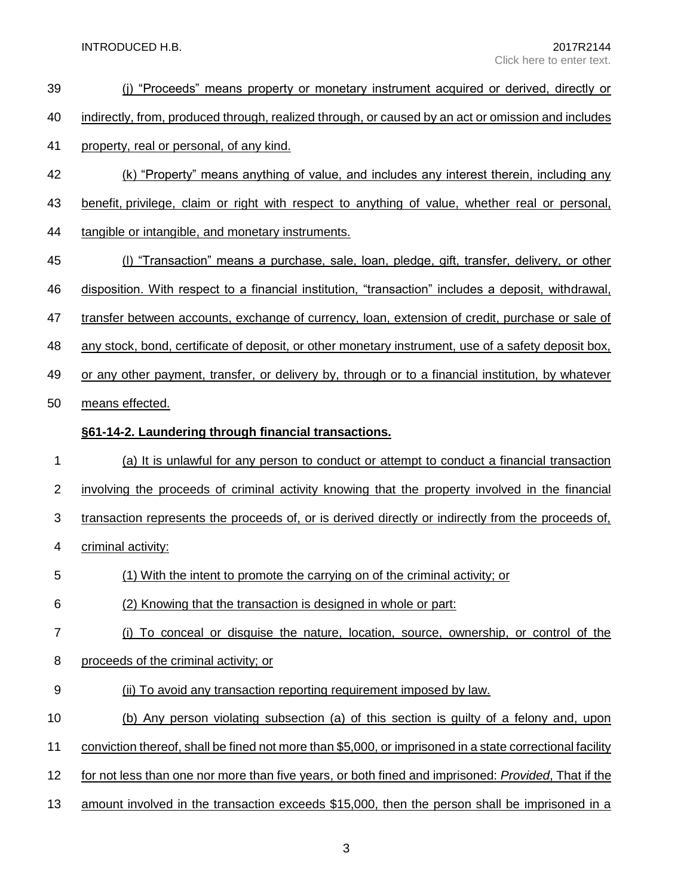(j) "Proceeds" means property or monetary instrument acquired or derived, directly or indirectly, from, produced through, realized through, or caused by an act or omission and includes property, real or personal, of any kind.

(k) "Property" means anything of value, and includes any interest therein, including any benefit, privilege, claim or right with respect to anything of value, whether real or personal, tangible or intangible, and monetary instruments.

(l) "Transaction" means a purchase, sale, loan, pledge, gift, transfer, delivery, or other disposition. With respect to a financial institution, "transaction" includes a deposit, withdrawal, transfer between accounts, exchange of currency, loan, extension of credit, purchase or sale of any stock, bond, certificate of deposit, or other monetary instrument, use of a safety deposit box, or any other payment, transfer, or delivery by, through or to a financial institution, by whatever means effected.

**§61-14-2. Laundering through financial transactions.**

(a) It is unlawful for any person to conduct or attempt to conduct a financial transaction involving the proceeds of criminal activity knowing that the property involved in the financial transaction represents the proceeds of, or is derived directly or indirectly from the proceeds of, criminal activity:

(1) With the intent to promote the carrying on of the criminal activity; or

(2) Knowing that the transaction is designed in whole or part:

(i) To conceal or disguise the nature, location, source, ownership, or control of the proceeds of the criminal activity; or

(ii) To avoid any transaction reporting requirement imposed by law.

(b) Any person violating subsection (a) of this section is guilty of a felony and, upon conviction thereof, shall be fined not more than $5,000, or imprisoned in a state correctional facility for not less than one nor more than five years, or both fined and imprisoned: *Provided*, That if the amount involved in the transaction exceeds $15,000, then the person shall be imprisoned in a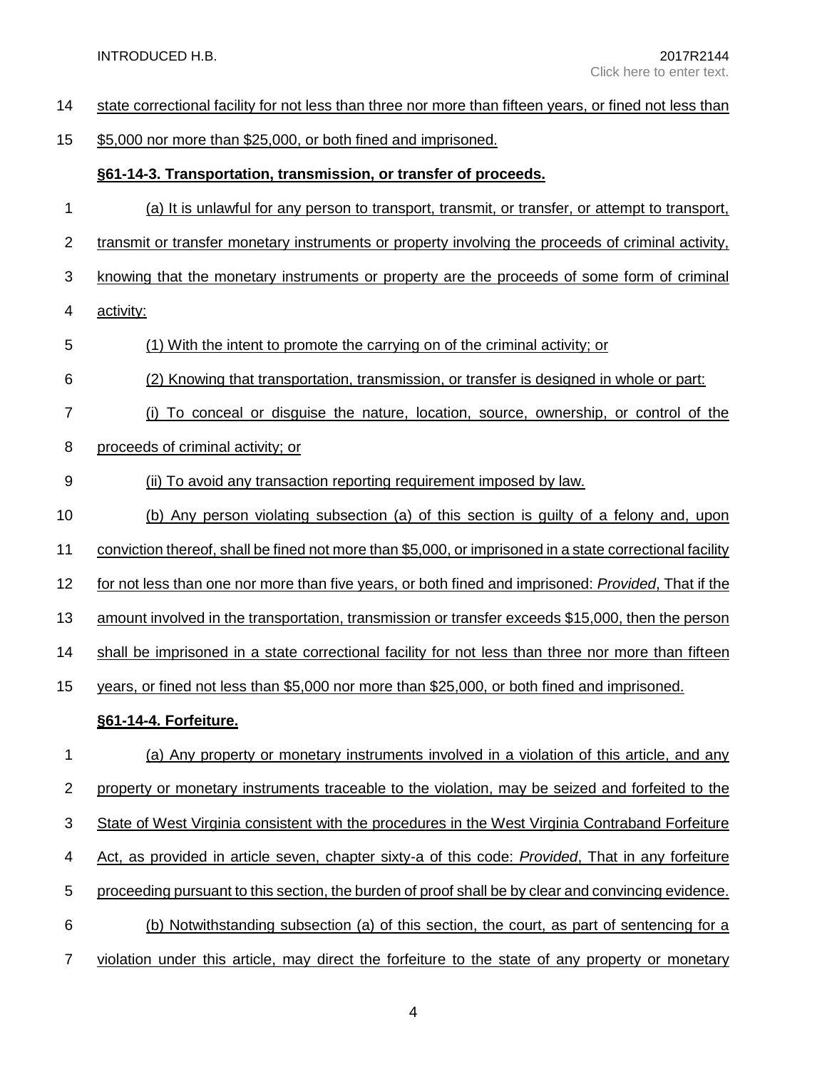state correctional facility for not less than three nor more than fifteen years, or fined not less than $5,000 nor more than $25,000, or both fined and imprisoned.

**§61-14-3. Transportation, transmission, or transfer of proceeds.**

(a) It is unlawful for any person to transport, transmit, or transfer, or attempt to transport, transmit or transfer monetary instruments or property involving the proceeds of criminal activity, knowing that the monetary instruments or property are the proceeds of some form of criminal activity:

(1) With the intent to promote the carrying on of the criminal activity; or

(2) Knowing that transportation, transmission, or transfer is designed in whole or part:

(i) To conceal or disguise the nature, location, source, ownership, or control of the proceeds of criminal activity; or

(ii) To avoid any transaction reporting requirement imposed by law.

(b) Any person violating subsection (a) of this section is guilty of a felony and, upon conviction thereof, shall be fined not more than $5,000, or imprisoned in a state correctional facility for not less than one nor more than five years, or both fined and imprisoned: *Provided*, That if the amount involved in the transportation, transmission or transfer exceeds $15,000, then the person shall be imprisoned in a state correctional facility for not less than three nor more than fifteen years, or fined not less than $5,000 nor more than $25,000, or both fined and imprisoned.

**§61-14-4. Forfeiture.**

(a) Any property or monetary instruments involved in a violation of this article, and any property or monetary instruments traceable to the violation, may be seized and forfeited to the State of West Virginia consistent with the procedures in the West Virginia Contraband Forfeiture Act, as provided in article seven, chapter sixty-a of this code: *Provided*, That in any forfeiture proceeding pursuant to this section, the burden of proof shall be by clear and convincing evidence.

(b) Notwithstanding subsection (a) of this section, the court, as part of sentencing for a violation under this article, may direct the forfeiture to the state of any property or monetary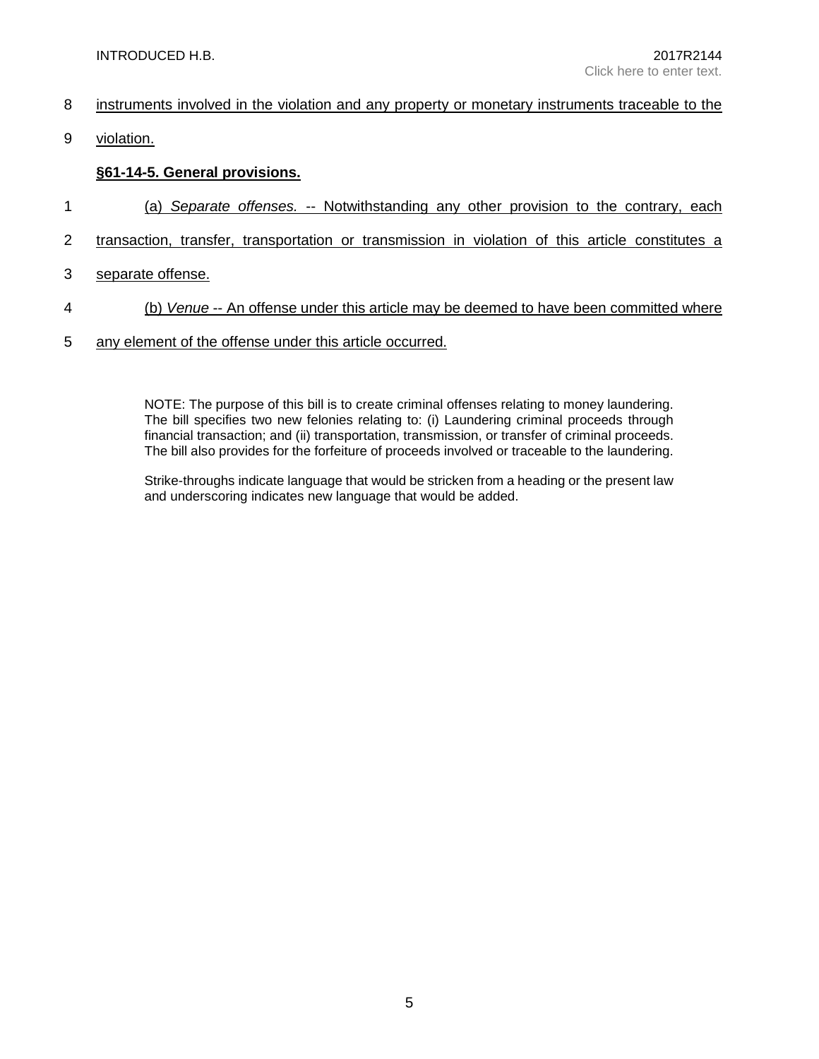8 instruments involved in the violation and any property or monetary instruments traceable to the

9 violation.

**§61-14-5. General provisions.**

1 (a) *Separate offenses.* -- Notwithstanding any other provision to the contrary, each

2 transaction, transfer, transportation or transmission in violation of this article constitutes a

3 separate offense.

4 (b) *Venue* -- An offense under this article may be deemed to have been committed where

5 any element of the offense under this article occurred.

NOTE: The purpose of this bill is to create criminal offenses relating to money laundering. The bill specifies two new felonies relating to: (i) Laundering criminal proceeds through financial transaction; and (ii) transportation, transmission, or transfer of criminal proceeds. The bill also provides for the forfeiture of proceeds involved or traceable to the laundering.

Strike-throughs indicate language that would be stricken from a heading or the present law and underscoring indicates new language that would be added.